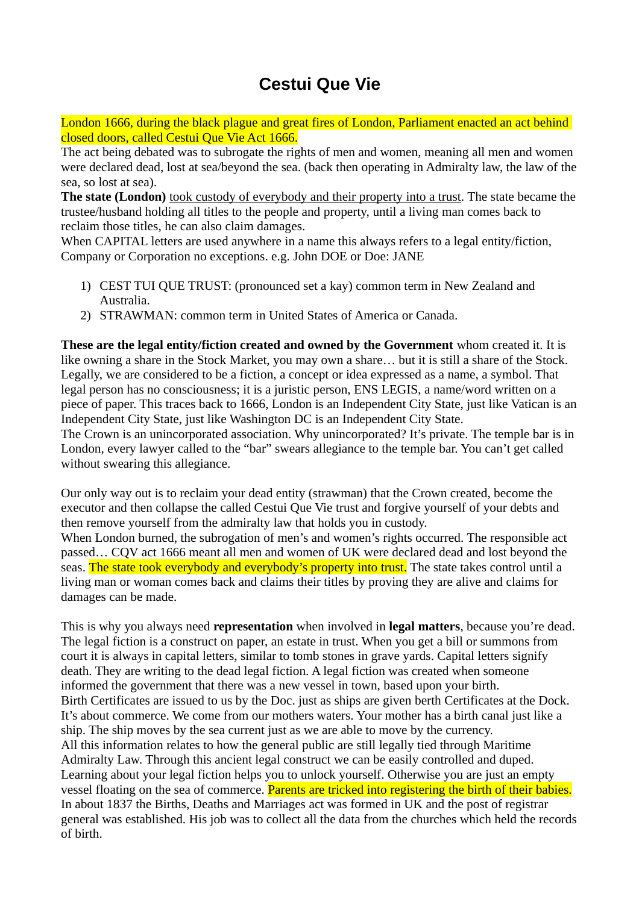# Cestui Que Vie

London 1666, during the black plague and great fires of London, Parliament enacted an act behind closed doors, called Cestui Que Vie Act 1666.
The act being debated was to subrogate the rights of men and women, meaning all men and women were declared dead, lost at sea/beyond the sea. (back then operating in Admiralty law, the law of the sea, so lost at sea).
**The state (London)** took custody of everybody and their property into a trust. The state became the trustee/husband holding all titles to the people and property, until a living man comes back to reclaim those titles, he can also claim damages.
When CAPITAL letters are used anywhere in a name this always refers to a legal entity/fiction, Company or Corporation no exceptions. e.g. John DOE or Doe: JANE

1) CEST TUI QUE TRUST: (pronounced set a kay) common term in New Zealand and Australia.
2) STRAWMAN: common term in United States of America or Canada.

**These are the legal entity/fiction created and owned by the Government** whom created it. It is like owning a share in the Stock Market, you may own a share… but it is still a share of the Stock. Legally, we are considered to be a fiction, a concept or idea expressed as a name, a symbol. That legal person has no consciousness; it is a juristic person, ENS LEGIS, a name/word written on a piece of paper. This traces back to 1666, London is an Independent City State, just like Vatican is an Independent City State, just like Washington DC is an Independent City State.
The Crown is an unincorporated association. Why unincorporated? It's private. The temple bar is in London, every lawyer called to the "bar" swears allegiance to the temple bar. You can't get called without swearing this allegiance.

Our only way out is to reclaim your dead entity (strawman) that the Crown created, become the executor and then collapse the called Cestui Que Vie trust and forgive yourself of your debts and then remove yourself from the admiralty law that holds you in custody.
When London burned, the subrogation of men's and women's rights occurred. The responsible act passed… CQV act 1666 meant all men and women of UK were declared dead and lost beyond the seas. The state took everybody and everybody's property into trust. The state takes control until a living man or woman comes back and claims their titles by proving they are alive and claims for damages can be made.

This is why you always need **representation** when involved in **legal matters**, because you're dead. The legal fiction is a construct on paper, an estate in trust. When you get a bill or summons from court it is always in capital letters, similar to tomb stones in grave yards. Capital letters signify death. They are writing to the dead legal fiction. A legal fiction was created when someone informed the government that there was a new vessel in town, based upon your birth.
Birth Certificates are issued to us by the Doc. just as ships are given berth Certificates at the Dock. It's about commerce. We come from our mothers waters. Your mother has a birth canal just like a ship. The ship moves by the sea current just as we are able to move by the currency.
All this information relates to how the general public are still legally tied through Maritime Admiralty Law. Through this ancient legal construct we can be easily controlled and duped. Learning about your legal fiction helps you to unlock yourself. Otherwise you are just an empty vessel floating on the sea of commerce. Parents are tricked into registering the birth of their babies. In about 1837 the Births, Deaths and Marriages act was formed in UK and the post of registrar general was established. His job was to collect all the data from the churches which held the records of birth.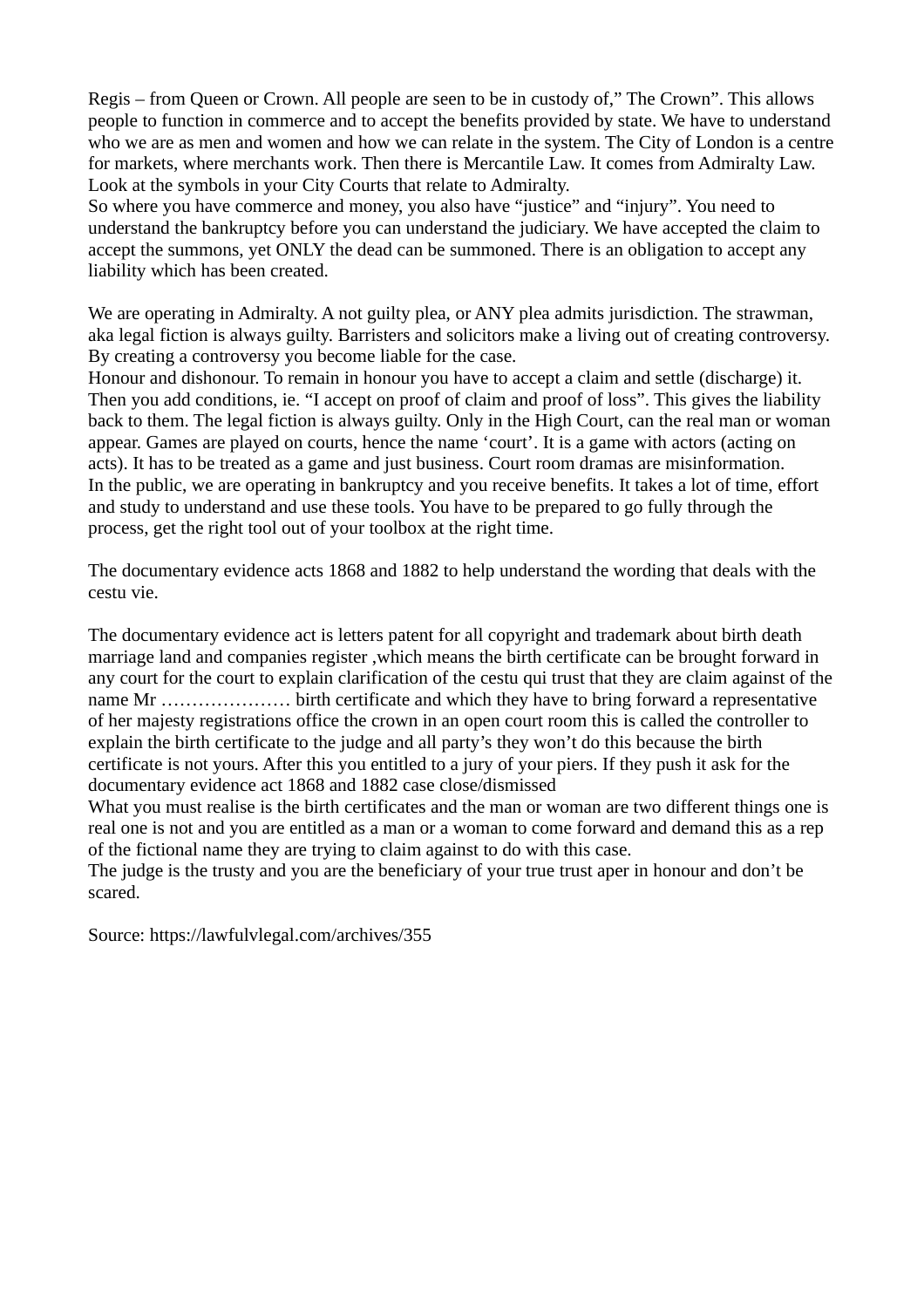Regis – from Queen or Crown. All people are seen to be in custody of," The Crown". This allows people to function in commerce and to accept the benefits provided by state. We have to understand who we are as men and women and how we can relate in the system. The City of London is a centre for markets, where merchants work. Then there is Mercantile Law. It comes from Admiralty Law. Look at the symbols in your City Courts that relate to Admiralty.
So where you have commerce and money, you also have "justice" and "injury". You need to understand the bankruptcy before you can understand the judiciary. We have accepted the claim to accept the summons, yet ONLY the dead can be summoned. There is an obligation to accept any liability which has been created.

We are operating in Admiralty. A not guilty plea, or ANY plea admits jurisdiction. The strawman, aka legal fiction is always guilty. Barristers and solicitors make a living out of creating controversy. By creating a controversy you become liable for the case.
Honour and dishonour. To remain in honour you have to accept a claim and settle (discharge) it. Then you add conditions, ie. "I accept on proof of claim and proof of loss". This gives the liability back to them. The legal fiction is always guilty. Only in the High Court, can the real man or woman appear. Games are played on courts, hence the name 'court'. It is a game with actors (acting on acts). It has to be treated as a game and just business. Court room dramas are misinformation.
In the public, we are operating in bankruptcy and you receive benefits. It takes a lot of time, effort and study to understand and use these tools. You have to be prepared to go fully through the process, get the right tool out of your toolbox at the right time.

The documentary evidence acts 1868 and 1882 to help understand the wording that deals with the cestu vie.

The documentary evidence act is letters patent for all copyright and trademark about birth death marriage land and companies register ,which means the birth certificate can be brought forward in any court for the court to explain clarification of the cestu qui trust that they are claim against of the name Mr ………………… birth certificate and which they have to bring forward a representative of her majesty registrations office the crown in an open court room this is called the controller to explain the birth certificate to the judge and all party's they won't do this because the birth certificate is not yours. After this you entitled to a jury of your piers. If they push it ask for the documentary evidence act 1868 and 1882 case close/dismissed
What you must realise is the birth certificates and the man or woman are two different things one is real one is not and you are entitled as a man or a woman to come forward and demand this as a rep of the fictional name they are trying to claim against to do with this case.
The judge is the trusty and you are the beneficiary of your true trust aper in honour and don't be scared.

Source: https://lawfulvlegal.com/archives/355